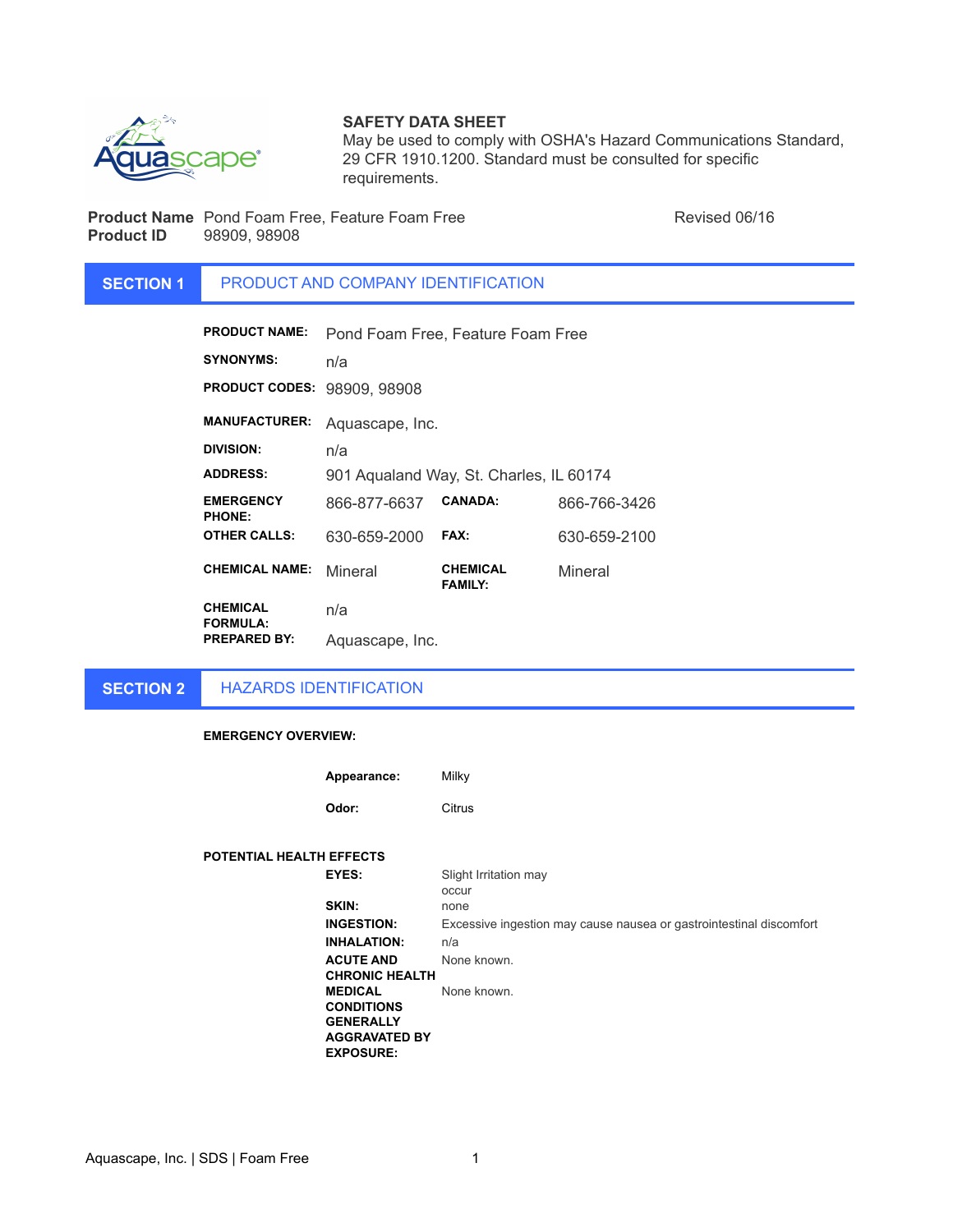**SAFETY DATA SHEET**
May be used to comply with OSHA's Hazard Communications Standard, 29 CFR 1910.1200. Standard must be consulted for specific requirements.

**Product Name** Pond Foam Free, Feature Foam Free Revised 06/16
**Product ID** 98909, 98908

## SECTION 1 PRODUCT AND COMPANY IDENTIFICATION

| | | | |
|---|---|---|---|
| **PRODUCT NAME:** | Pond Foam Free, Feature Foam Free | | |
| **SYNONYMS:** | n/a | | |
| **PRODUCT CODES:** | 98909, 98908 | | |
| **MANUFACTURER:** | Aquascape, Inc. | | |
| **DIVISION:** | n/a | | |
| **ADDRESS:** | 901 Aqualand Way, St. Charles, IL 60174 | | |
| **EMERGENCY PHONE:** | 866-877-6637 | **CANADA:** | 866-766-3426 |
| **OTHER CALLS:** | 630-659-2000 | **FAX:** | 630-659-2100 |
| **CHEMICAL NAME:** | Mineral | **CHEMICAL FAMILY:** | Mineral |
| **CHEMICAL FORMULA:** | n/a | | |
| **PREPARED BY:** | Aquascape, Inc. | | |

## SECTION 2 HAZARDS IDENTIFICATION

**EMERGENCY OVERVIEW:**

| | |
|---|---|
| **Appearance:** | Milky |
| **Odor:** | Citrus |

**POTENTIAL HEALTH EFFECTS**

| | |
|---|---|
| **EYES:** | Slight Irritation may occur |
| **SKIN:** | none |
| **INGESTION:** | Excessive ingestion may cause nausea or gastrointestinal discomfort |
| **INHALATION:** | n/a |
| **ACUTE AND CHRONIC HEALTH** | None known. |
| **MEDICAL CONDITIONS GENERALLY AGGRAVATED BY EXPOSURE:** | None known. |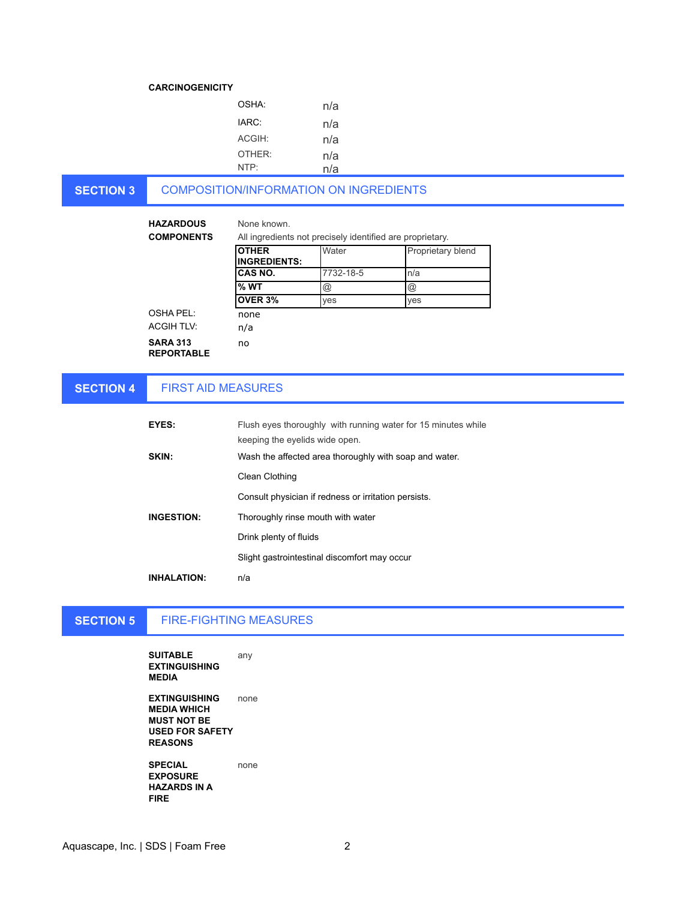**CARCINOGENICITY**

| | |
|---|---|
| OSHA: | n/a |
| IARC: | n/a |
| ACGIH: | n/a |
| OTHER: | n/a |
| NTP: | n/a |

## SECTION 3 COMPOSITION/INFORMATION ON INGREDIENTS

**HAZARDOUS COMPONENTS**

None known.

All ingredients not precisely identified are proprietary.

| **OTHER INGREDIENTS:** | Water | Proprietary blend |
|---|---|---|
| **CAS NO.** | 7732-18-5 | n/a |
| **% WT** | @ | @ |
| **OVER 3%** | yes | yes |

OSHA PEL: none

ACGIH TLV: n/a

**SARA 313 REPORTABLE** no

## SECTION 4 FIRST AID MEASURES

**EYES:** Flush eyes thoroughly with running water for 15 minutes while keeping the eyelids wide open.

**SKIN:** Wash the affected area thoroughly with soap and water.

Clean Clothing

Consult physician if redness or irritation persists.

**INGESTION:** Thoroughly rinse mouth with water

Drink plenty of fluids

Slight gastrointestinal discomfort may occur

**INHALATION:** n/a

## SECTION 5 FIRE-FIGHTING MEASURES

**SUITABLE EXTINGUISHING MEDIA** any

**EXTINGUISHING MEDIA WHICH MUST NOT BE USED FOR SAFETY REASONS** none

**SPECIAL EXPOSURE HAZARDS IN A FIRE** none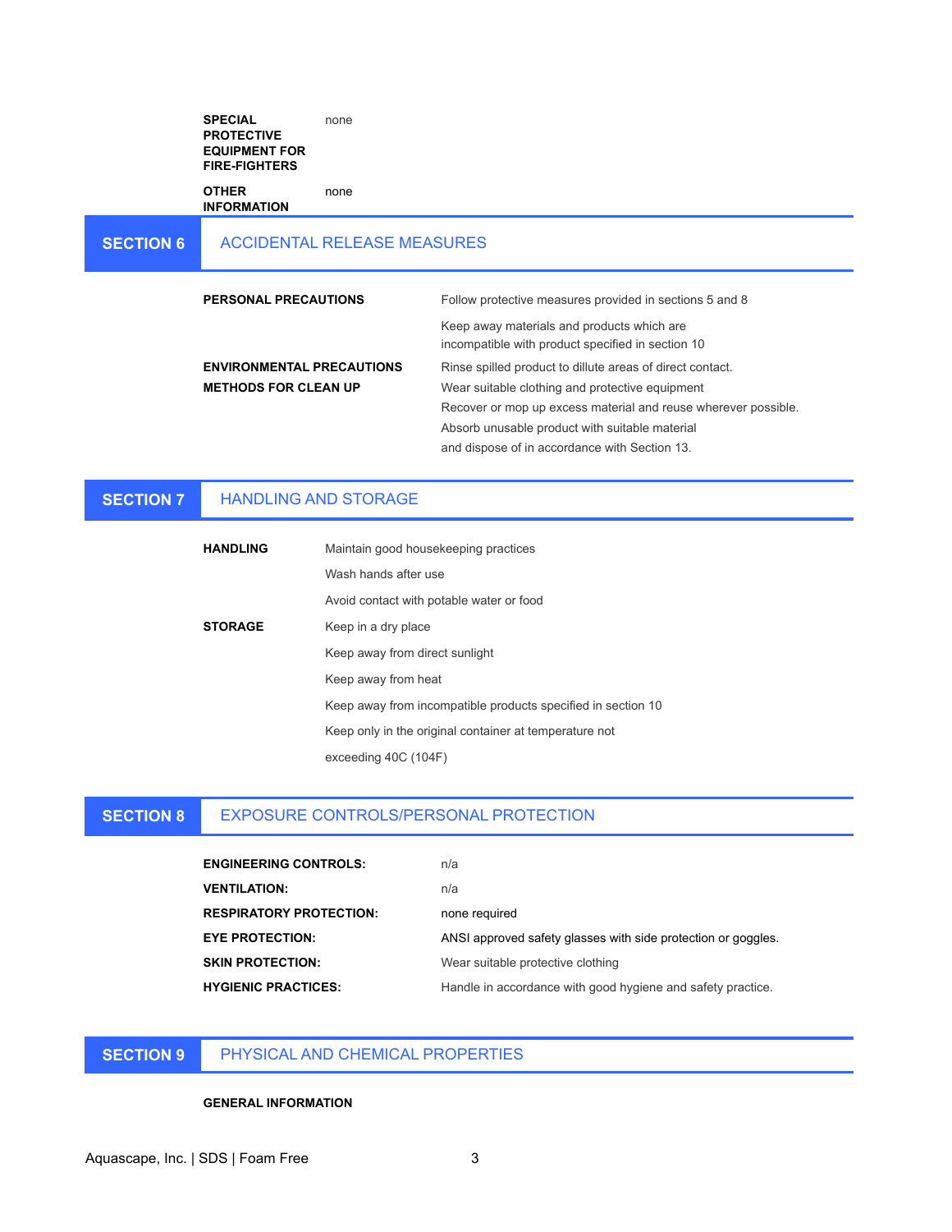| | |
|---|---|
| **SPECIAL PROTECTIVE EQUIPMENT FOR FIRE-FIGHTERS** | none |
| **OTHER INFORMATION** | none |

## SECTION 6 ACCIDENTAL RELEASE MEASURES

| | |
|---|---|
| **PERSONAL PRECAUTIONS** | Follow protective measures provided in sections 5 and 8<br>Keep away materials and products which are incompatible with product specified in section 10 |
| **ENVIRONMENTAL PRECAUTIONS** | Rinse spilled product to dillute areas of direct contact. |
| **METHODS FOR CLEAN UP** | Wear suitable clothing and protective equipment<br>Recover or mop up excess material and reuse wherever possible.<br>Absorb unusable product with suitable material and dispose of in accordance with Section 13. |

## SECTION 7 HANDLING AND STORAGE

| | |
|---|---|
| **HANDLING** | Maintain good housekeeping practices<br>Wash hands after use<br>Avoid contact with potable water or food |
| **STORAGE** | Keep in a dry place<br>Keep away from direct sunlight<br>Keep away from heat<br>Keep away from incompatible products specified in section 10<br>Keep only in the original container at temperature not exceeding 40C (104F) |

## SECTION 8 EXPOSURE CONTROLS/PERSONAL PROTECTION

| | |
|---|---|
| **ENGINEERING CONTROLS:** | n/a |
| **VENTILATION:** | n/a |
| **RESPIRATORY PROTECTION:** | none required |
| **EYE PROTECTION:** | ANSI approved safety glasses with side protection or goggles. |
| **SKIN PROTECTION:** | Wear suitable protective clothing |
| **HYGIENIC PRACTICES:** | Handle in accordance with good hygiene and safety practice. |

## SECTION 9 PHYSICAL AND CHEMICAL PROPERTIES

**GENERAL INFORMATION**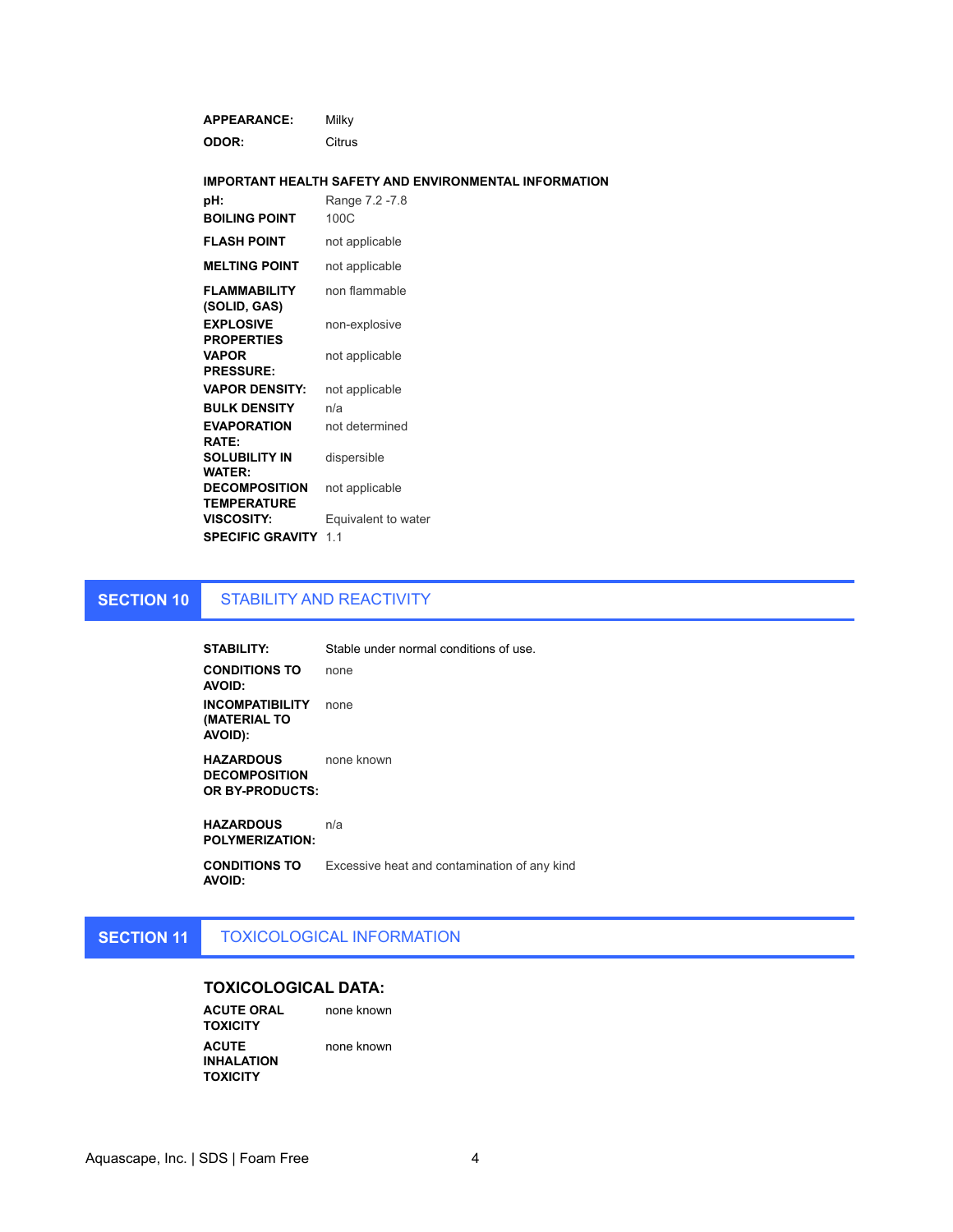**APPEARANCE:** Milky

**ODOR:** Citrus

**IMPORTANT HEALTH SAFETY AND ENVIRONMENTAL INFORMATION**

| | |
|---|---|
| **pH:** | Range 7.2 -7.8 |
| **BOILING POINT** | 100C |
| **FLASH POINT** | not applicable |
| **MELTING POINT** | not applicable |
| **FLAMMABILITY (SOLID, GAS)** | non flammable |
| **EXPLOSIVE PROPERTIES** | non-explosive |
| **VAPOR PRESSURE:** | not applicable |
| **VAPOR DENSITY:** | not applicable |
| **BULK DENSITY** | n/a |
| **EVAPORATION RATE:** | not determined |
| **SOLUBILITY IN WATER:** | dispersible |
| **DECOMPOSITION TEMPERATURE** | not applicable |
| **VISCOSITY:** | Equivalent to water |
| **SPECIFIC GRAVITY** | 1.1 |

## SECTION 10 STABILITY AND REACTIVITY

| | |
|---|---|
| **STABILITY:** | Stable under normal conditions of use. |
| **CONDITIONS TO AVOID:** | none |
| **INCOMPATIBILITY (MATERIAL TO AVOID):** | none |
| **HAZARDOUS DECOMPOSITION OR BY-PRODUCTS:** | none known |
| **HAZARDOUS POLYMERIZATION:** | n/a |
| **CONDITIONS TO AVOID:** | Excessive heat and contamination of any kind |

## SECTION 11 TOXICOLOGICAL INFORMATION

### TOXICOLOGICAL DATA:

| | |
|---|---|
| **ACUTE ORAL TOXICITY** | none known |
| **ACUTE INHALATION TOXICITY** | none known |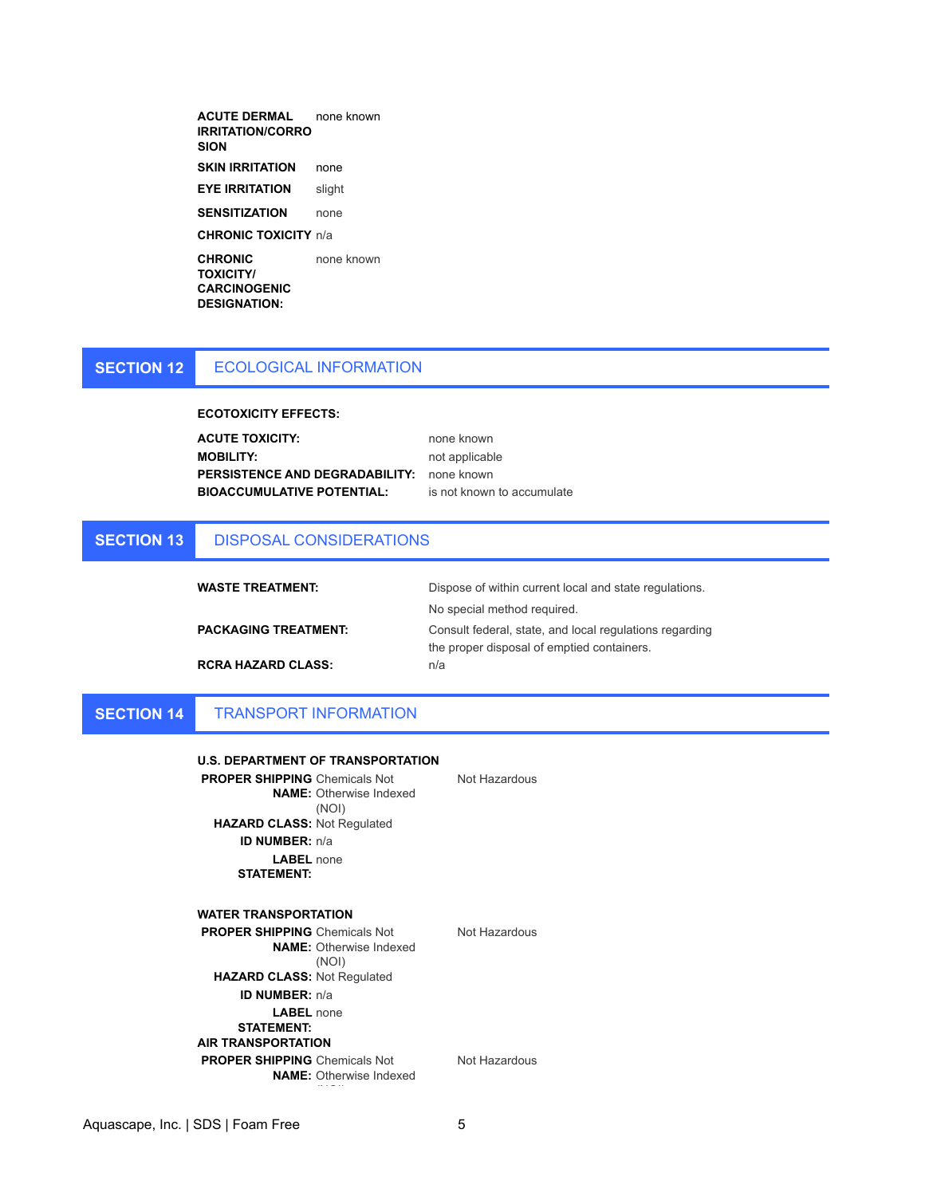| | |
|---|---|
| **ACUTE DERMAL IRRITATION/CORROSION** | none known |
| **SKIN IRRITATION** | none |
| **EYE IRRITATION** | slight |
| **SENSITIZATION** | none |
| **CHRONIC TOXICITY** | n/a |
| **CHRONIC TOXICITY/ CARCINOGENIC DESIGNATION:** | none known |

## SECTION 12 ECOLOGICAL INFORMATION

**ECOTOXICITY EFFECTS:**

| | |
|---|---|
| **ACUTE TOXICITY:** | none known |
| **MOBILITY:** | not applicable |
| **PERSISTENCE AND DEGRADABILITY:** | none known |
| **BIOACCUMULATIVE POTENTIAL:** | is not known to accumulate |

## SECTION 13 DISPOSAL CONSIDERATIONS

| | |
|---|---|
| **WASTE TREATMENT:** | Dispose of within current local and state regulations. No special method required. |
| **PACKAGING TREATMENT:** | Consult federal, state, and local regulations regarding the proper disposal of emptied containers. |
| **RCRA HAZARD CLASS:** | n/a |

## SECTION 14 TRANSPORT INFORMATION

**U.S. DEPARTMENT OF TRANSPORTATION**

| | | |
|---|---|---|
| **PROPER SHIPPING NAME:** | Chemicals Not Otherwise Indexed (NOI) | Not Hazardous |
| **HAZARD CLASS:** | Not Regulated | |
| **ID NUMBER:** | n/a | |
| **LABEL STATEMENT:** | none | |

**WATER TRANSPORTATION**

| | | |
|---|---|---|
| **PROPER SHIPPING NAME:** | Chemicals Not Otherwise Indexed (NOI) | Not Hazardous |
| **HAZARD CLASS:** | Not Regulated | |
| **ID NUMBER:** | n/a | |
| **LABEL STATEMENT:** | none | |

**AIR TRANSPORTATION**

| | | |
|---|---|---|
| **PROPER SHIPPING NAME:** | Chemicals Not Otherwise Indexed | Not Hazardous |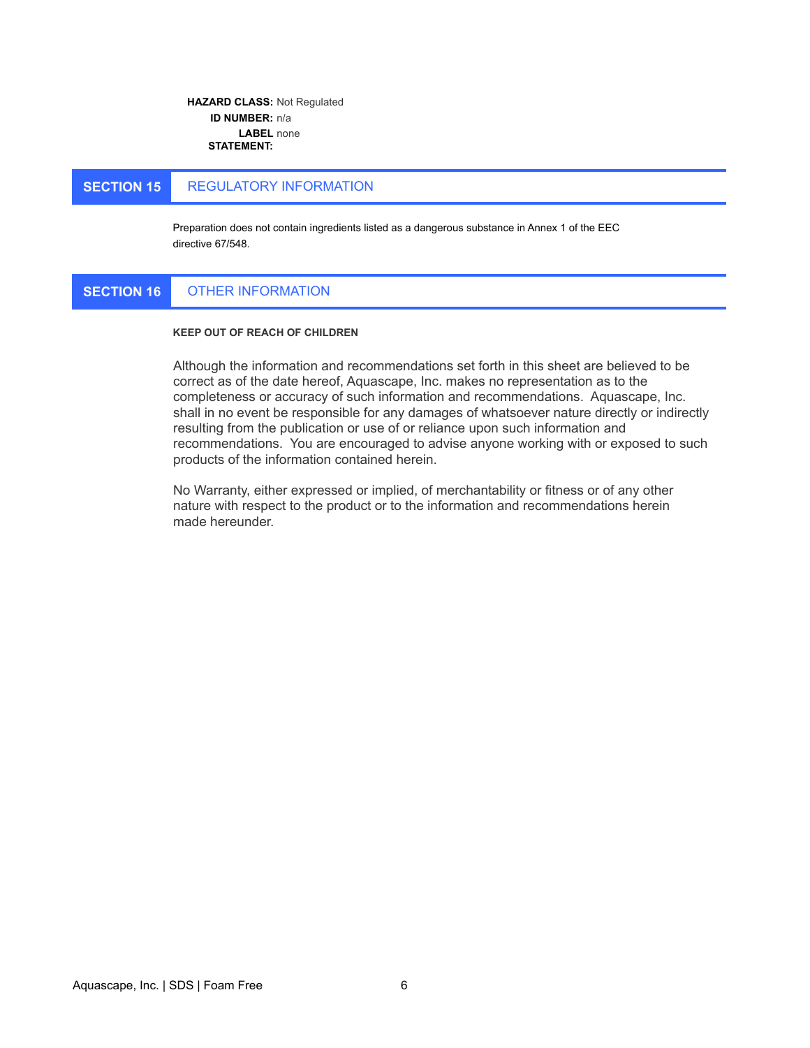**HAZARD CLASS:** Not Regulated
**ID NUMBER:** n/a
**LABEL STATEMENT:** none

## SECTION 15 REGULATORY INFORMATION

Preparation does not contain ingredients listed as a dangerous substance in Annex 1 of the EEC directive 67/548.

## SECTION 16 OTHER INFORMATION

**KEEP OUT OF REACH OF CHILDREN**

Although the information and recommendations set forth in this sheet are believed to be correct as of the date hereof, Aquascape, Inc. makes no representation as to the completeness or accuracy of such information and recommendations. Aquascape, Inc. shall in no event be responsible for any damages of whatsoever nature directly or indirectly resulting from the publication or use of or reliance upon such information and recommendations. You are encouraged to advise anyone working with or exposed to such products of the information contained herein.

No Warranty, either expressed or implied, of merchantability or fitness or of any other nature with respect to the product or to the information and recommendations herein made hereunder.